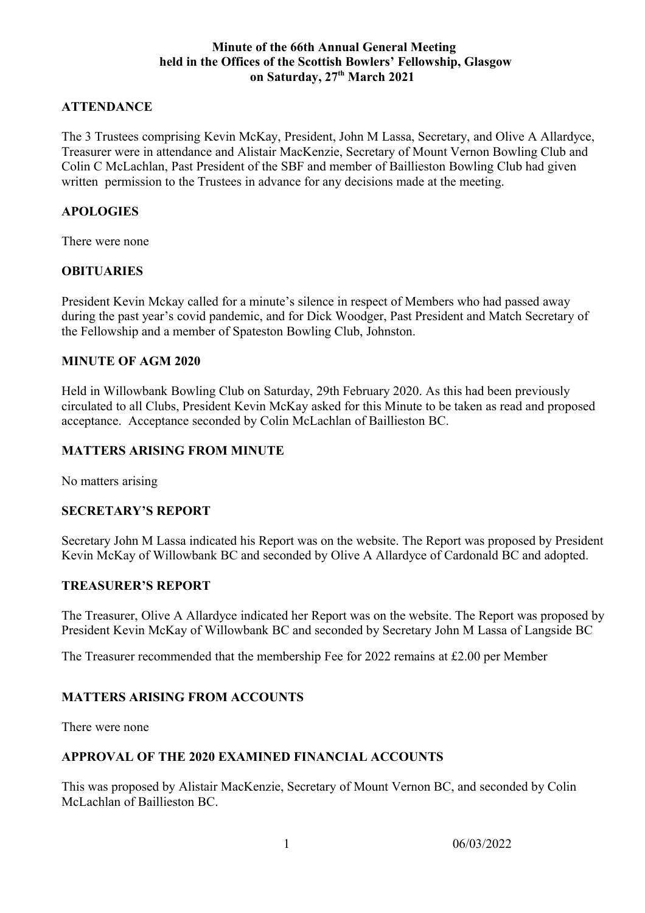# Minute of the 66th Annual General Meeting held in the Offices of the Scottish Bowlers' Fellowship, Glasgow on Saturday, 27th March 2021

## ATTENDANCE

The 3 Trustees comprising Kevin McKay, President, John M Lassa, Secretary, and Olive A Allardyce, Treasurer were in attendance and Alistair MacKenzie, Secretary of Mount Vernon Bowling Club and Colin C McLachlan, Past President of the SBF and member of Baillieston Bowling Club had given written permission to the Trustees in advance for any decisions made at the meeting.

## APOLOGIES

There were none

## OBITUARIES

President Kevin Mckay called for a minute's silence in respect of Members who had passed away during the past year's covid pandemic, and for Dick Woodger, Past President and Match Secretary of the Fellowship and a member of Spateston Bowling Club, Johnston.

## MINUTE OF AGM 2020

Held in Willowbank Bowling Club on Saturday, 29th February 2020. As this had been previously circulated to all Clubs, President Kevin McKay asked for this Minute to be taken as read and proposed acceptance. Acceptance seconded by Colin McLachlan of Baillieston BC.

## MATTERS ARISING FROM MINUTE

No matters arising

## SECRETARY'S REPORT

Secretary John M Lassa indicated his Report was on the website. The Report was proposed by President Kevin McKay of Willowbank BC and seconded by Olive A Allardyce of Cardonald BC and adopted.

## TREASURER'S REPORT

The Treasurer, Olive A Allardyce indicated her Report was on the website. The Report was proposed by President Kevin McKay of Willowbank BC and seconded by Secretary John M Lassa of Langside BC

The Treasurer recommended that the membership Fee for 2022 remains at £2.00 per Member

## MATTERS ARISING FROM ACCOUNTS

There were none

## APPROVAL OF THE 2020 EXAMINED FINANCIAL ACCOUNTS

This was proposed by Alistair MacKenzie, Secretary of Mount Vernon BC, and seconded by Colin McLachlan of Baillieston BC.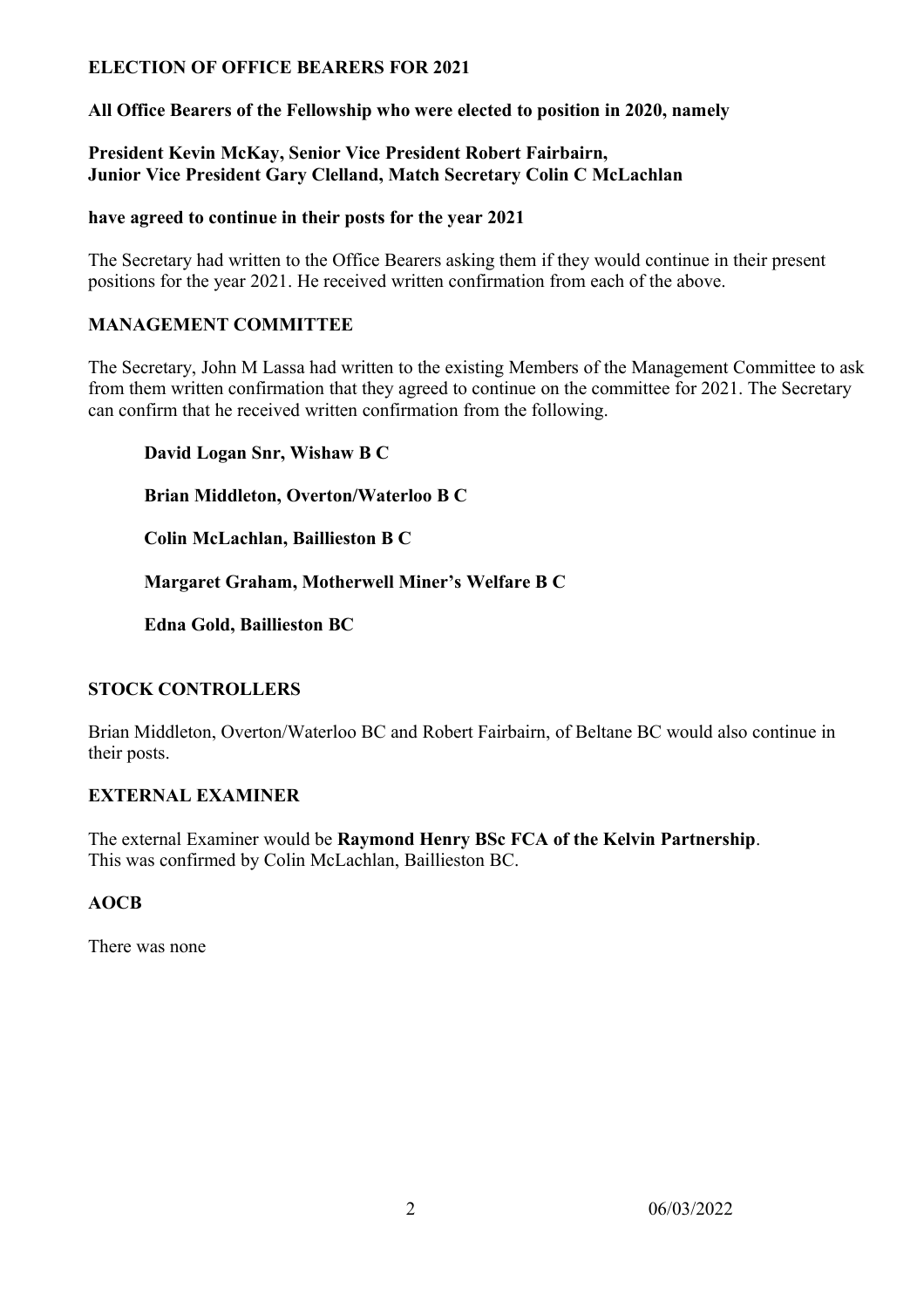## ELECTION OF OFFICE BEARERS FOR 2021

**All Office Bearers of the Fellowship who were elected to position in 2020, namely**

**President Kevin McKay, Senior Vice President Robert Fairbairn,
Junior Vice President Gary Clelland, Match Secretary Colin C McLachlan**

**have agreed to continue in their posts for the year 2021**

The Secretary had written to the Office Bearers asking them if they would continue in their present positions for the year 2021. He received written confirmation from each of the above.

## MANAGEMENT COMMITTEE

The Secretary, John M Lassa had written to the existing Members of the Management Committee to ask from them written confirmation that they agreed to continue on the committee for 2021. The Secretary can confirm that he received written confirmation from the following.

**David Logan Snr, Wishaw B C**

**Brian Middleton, Overton/Waterloo B C**

**Colin McLachlan, Baillieston B C**

**Margaret Graham, Motherwell Miner's Welfare B C**

**Edna Gold, Baillieston BC**

## STOCK CONTROLLERS

Brian Middleton, Overton/Waterloo BC and Robert Fairbairn, of Beltane BC would also continue in their posts.

## EXTERNAL EXAMINER

The external Examiner would be **Raymond Henry BSc FCA of the Kelvin Partnership**.
This was confirmed by Colin McLachlan, Baillieston BC.

## AOCB

There was none